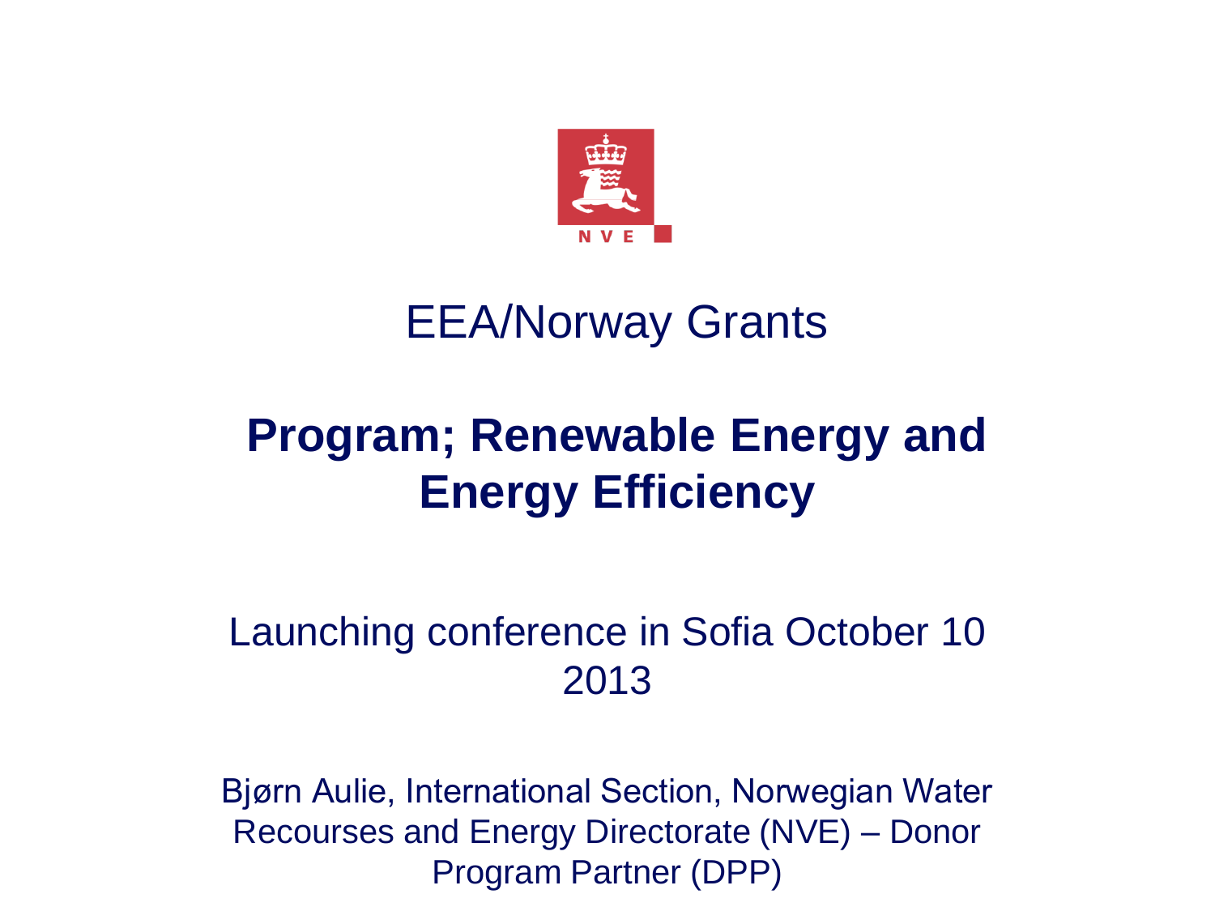EEA/Norway Grants

# Program; Renewable Energy and Energy Efficiency

Launching conference in Sofia October 10 2013

Bjørn Aulie, International Section, Norwegian Water Recourses and Energy Directorate (NVE) – Donor Program Partner (DPP)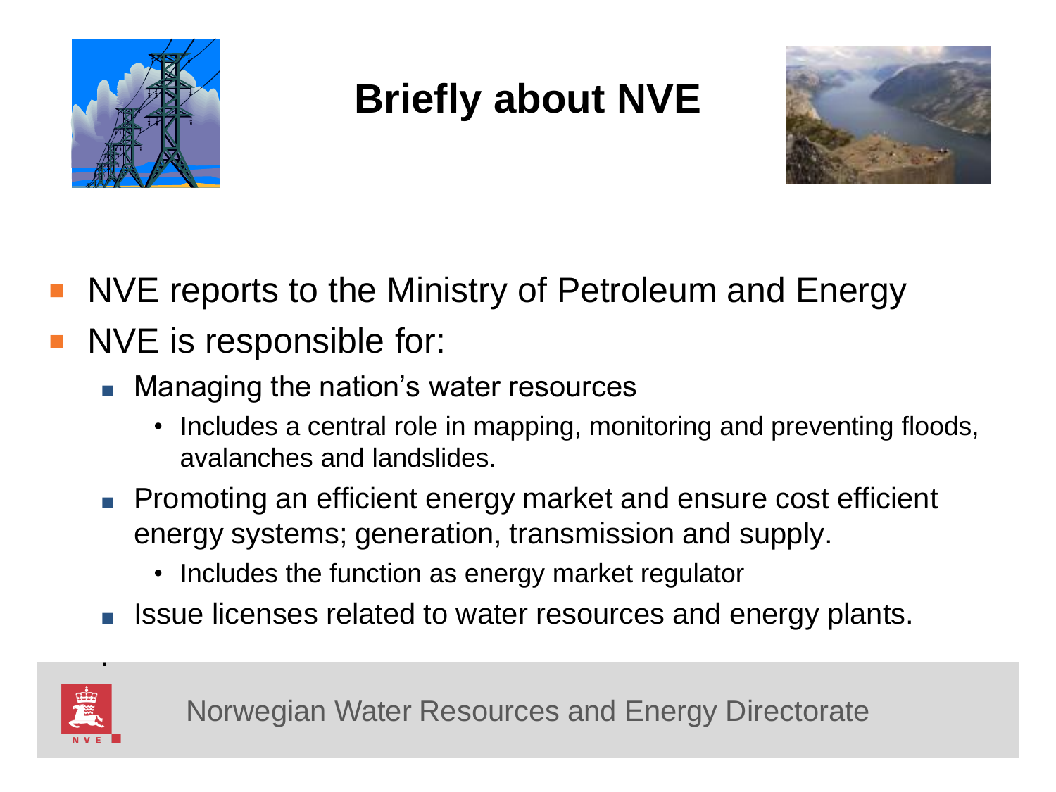# Briefly about NVE

- NVE reports to the Ministry of Petroleum and Energy
- NVE is responsible for:
  - Managing the nation's water resources
    - Includes a central role in mapping, monitoring and preventing floods, avalanches and landslides.
  - Promoting an efficient energy market and ensure cost efficient energy systems; generation, transmission and supply.
    - Includes the function as energy market regulator
  - Issue licenses related to water resources and energy plants.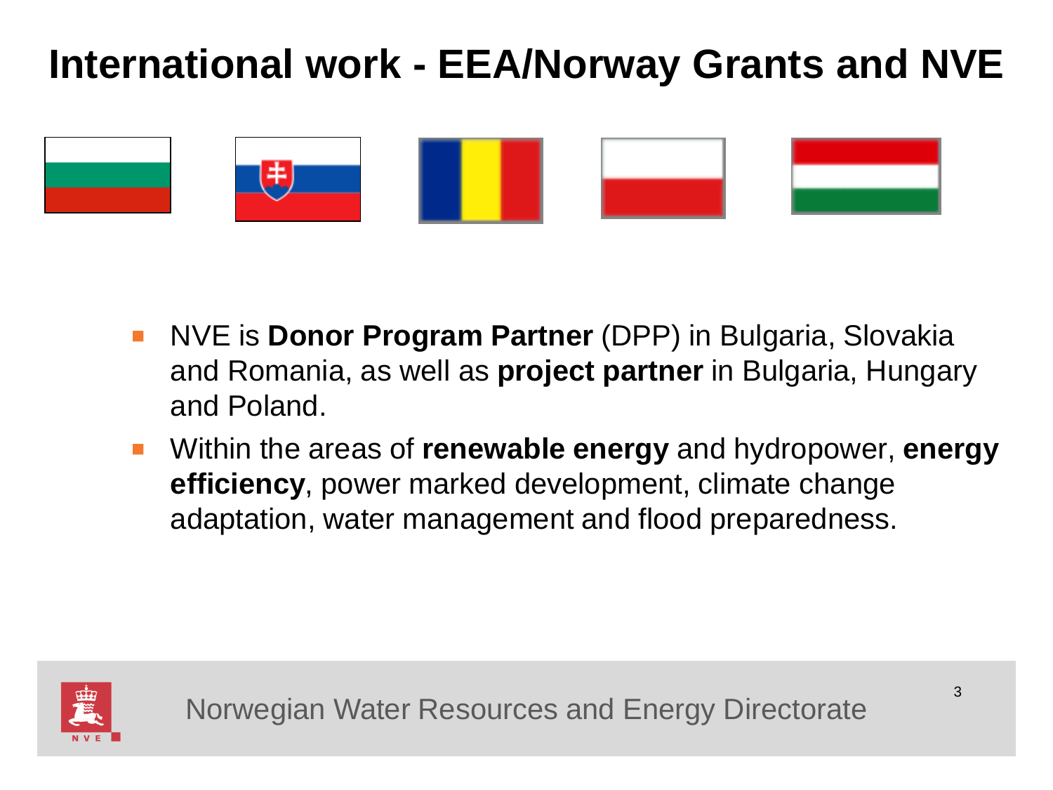# International work - EEA/Norway Grants and NVE

- NVE is **Donor Program Partner** (DPP) in Bulgaria, Slovakia and Romania, as well as **project partner** in Bulgaria, Hungary and Poland.
- Within the areas of **renewable energy** and hydropower, **energy efficiency**, power marked development, climate change adaptation, water management and flood preparedness.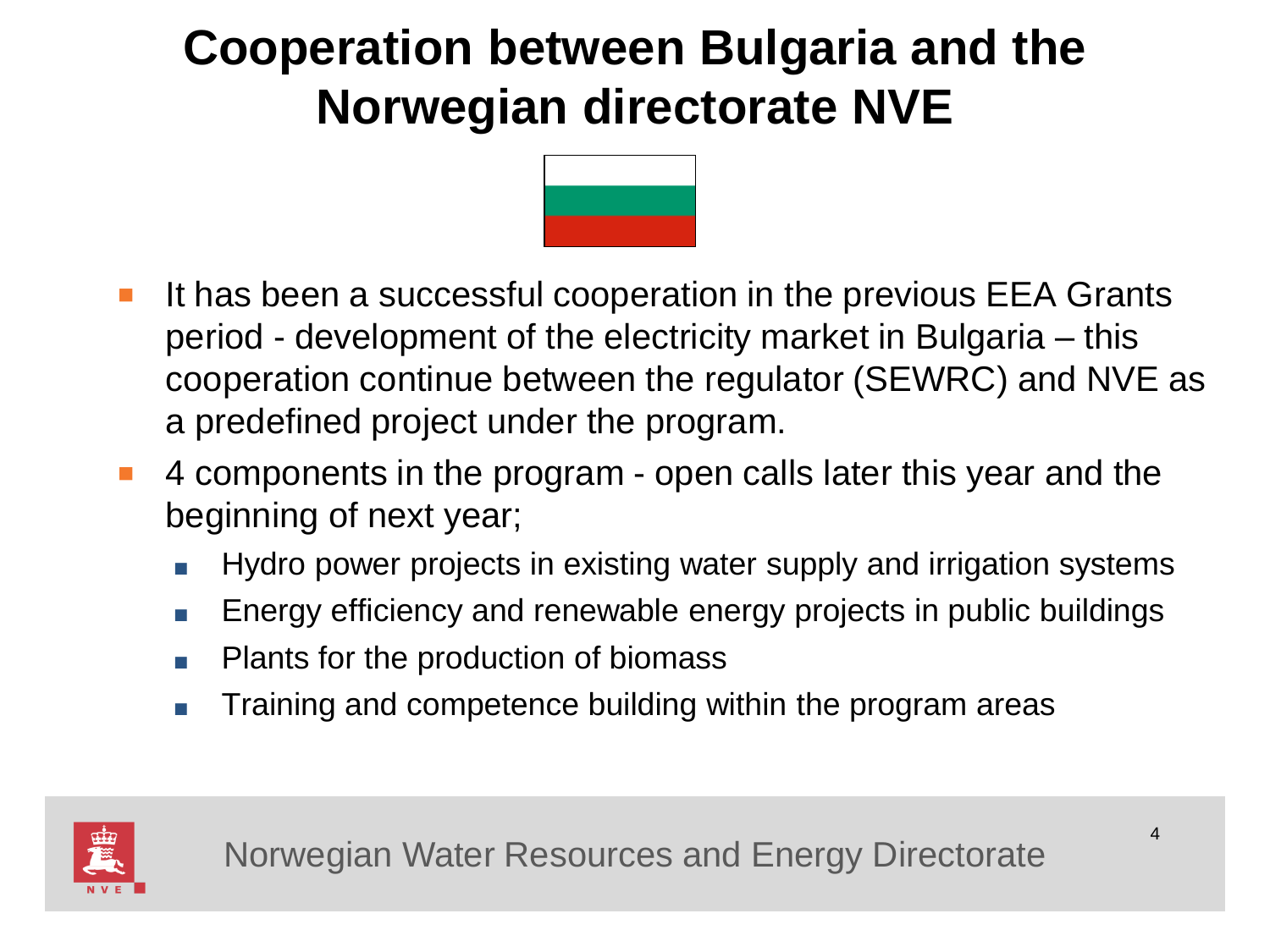# Cooperation between Bulgaria and the Norwegian directorate NVE

- It has been a successful cooperation in the previous EEA Grants period - development of the electricity market in Bulgaria – this cooperation continue between the regulator (SEWRC) and NVE as a predefined project under the program.
- 4 components in the program - open calls later this year and the beginning of next year;
  - Hydro power projects in existing water supply and irrigation systems
  - Energy efficiency and renewable energy projects in public buildings
  - Plants for the production of biomass
  - Training and competence building within the program areas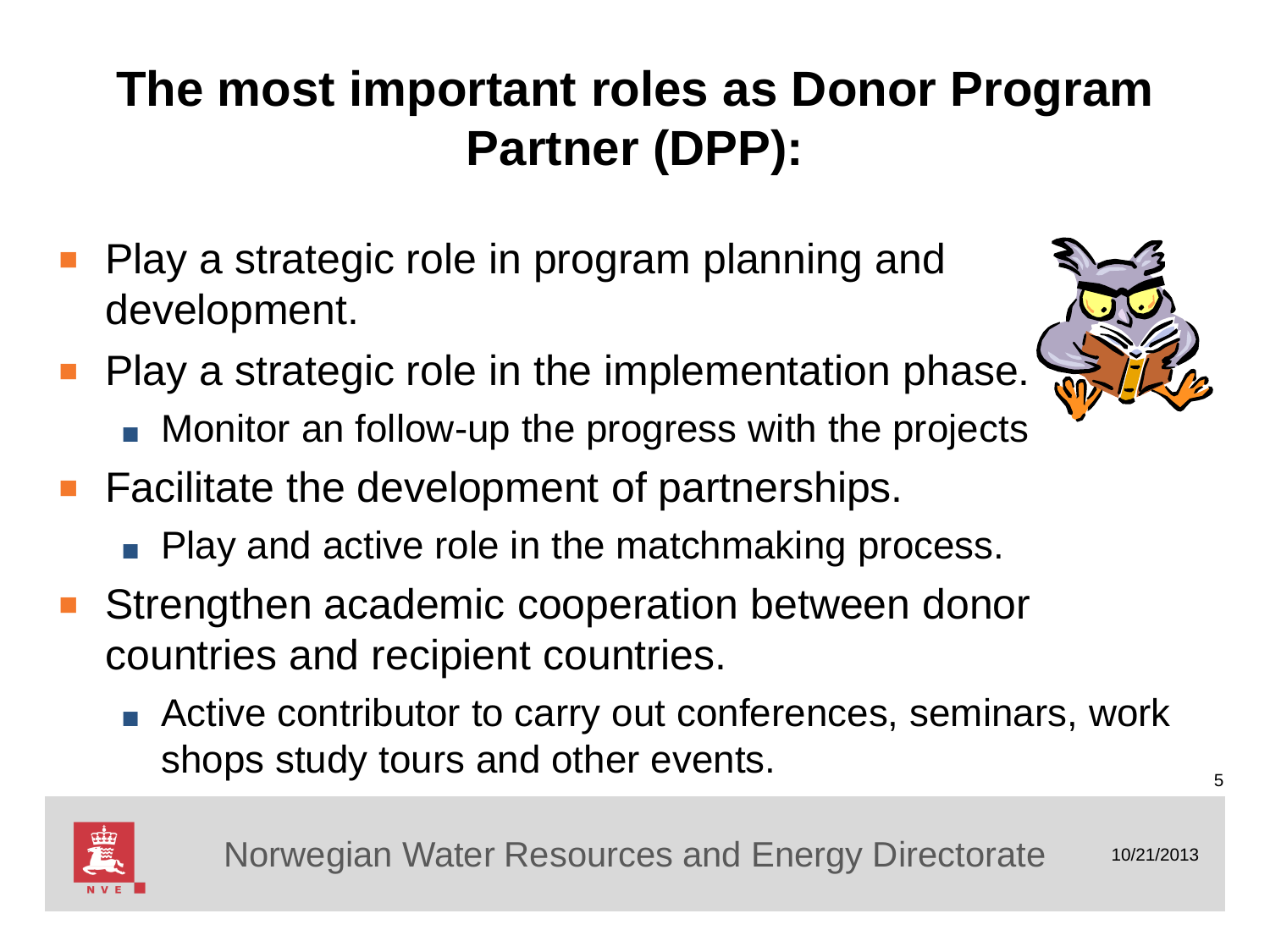# The most important roles as Donor Program Partner (DPP):

- Play a strategic role in program planning and development.
- Play a strategic role in the implementation phase.
  - Monitor an follow-up the progress with the projects
- Facilitate the development of partnerships.
  - Play and active role in the matchmaking process.
- Strengthen academic cooperation between donor countries and recipient countries.
  - Active contributor to carry out conferences, seminars, work shops study tours and other events.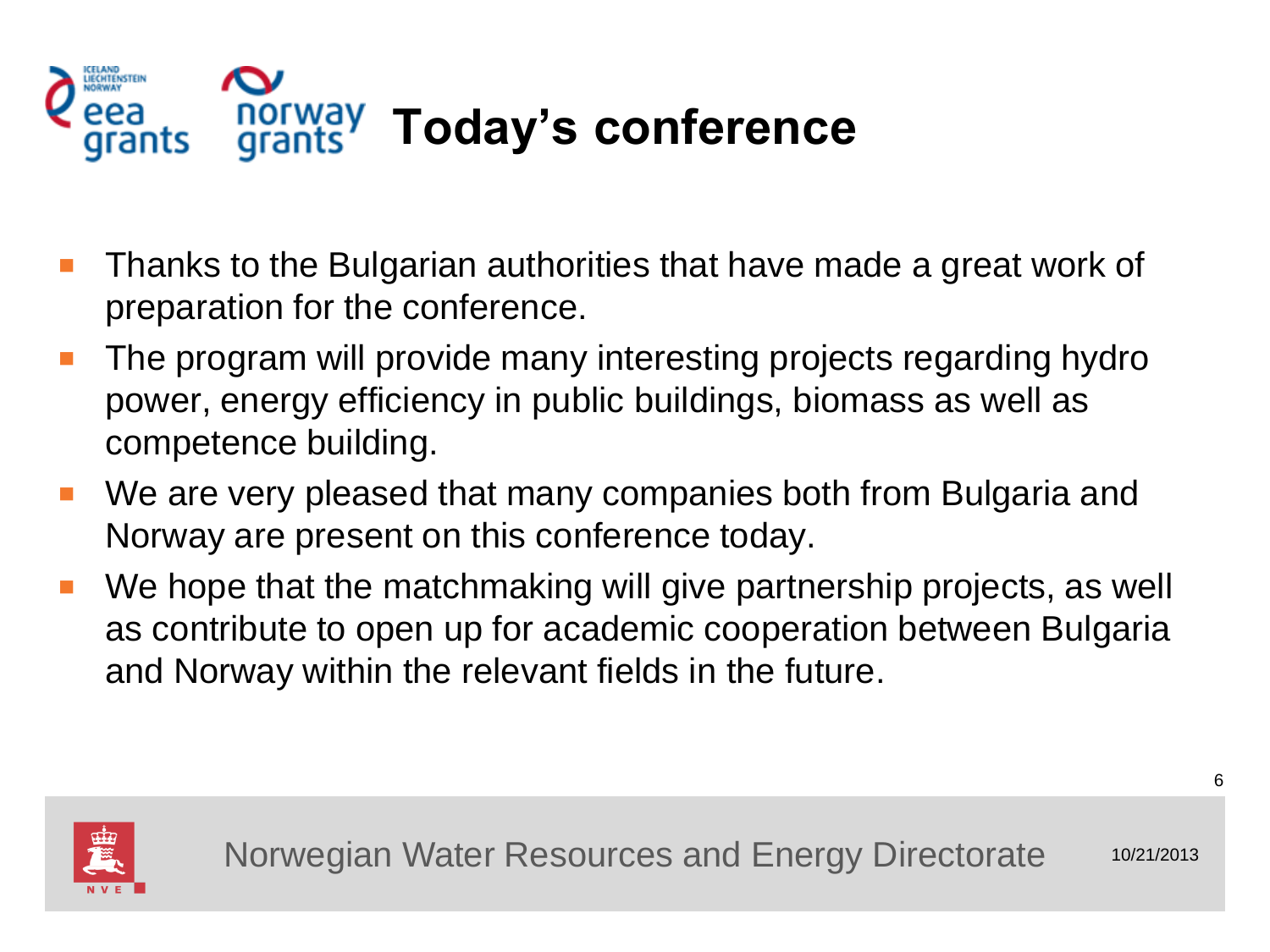# Today's conference

- Thanks to the Bulgarian authorities that have made a great work of preparation for the conference.
- The program will provide many interesting projects regarding hydro power, energy efficiency in public buildings, biomass as well as competence building.
- We are very pleased that many companies both from Bulgaria and Norway are present on this conference today.
- We hope that the matchmaking will give partnership projects, as well as contribute to open up for academic cooperation between Bulgaria and Norway within the relevant fields in the future.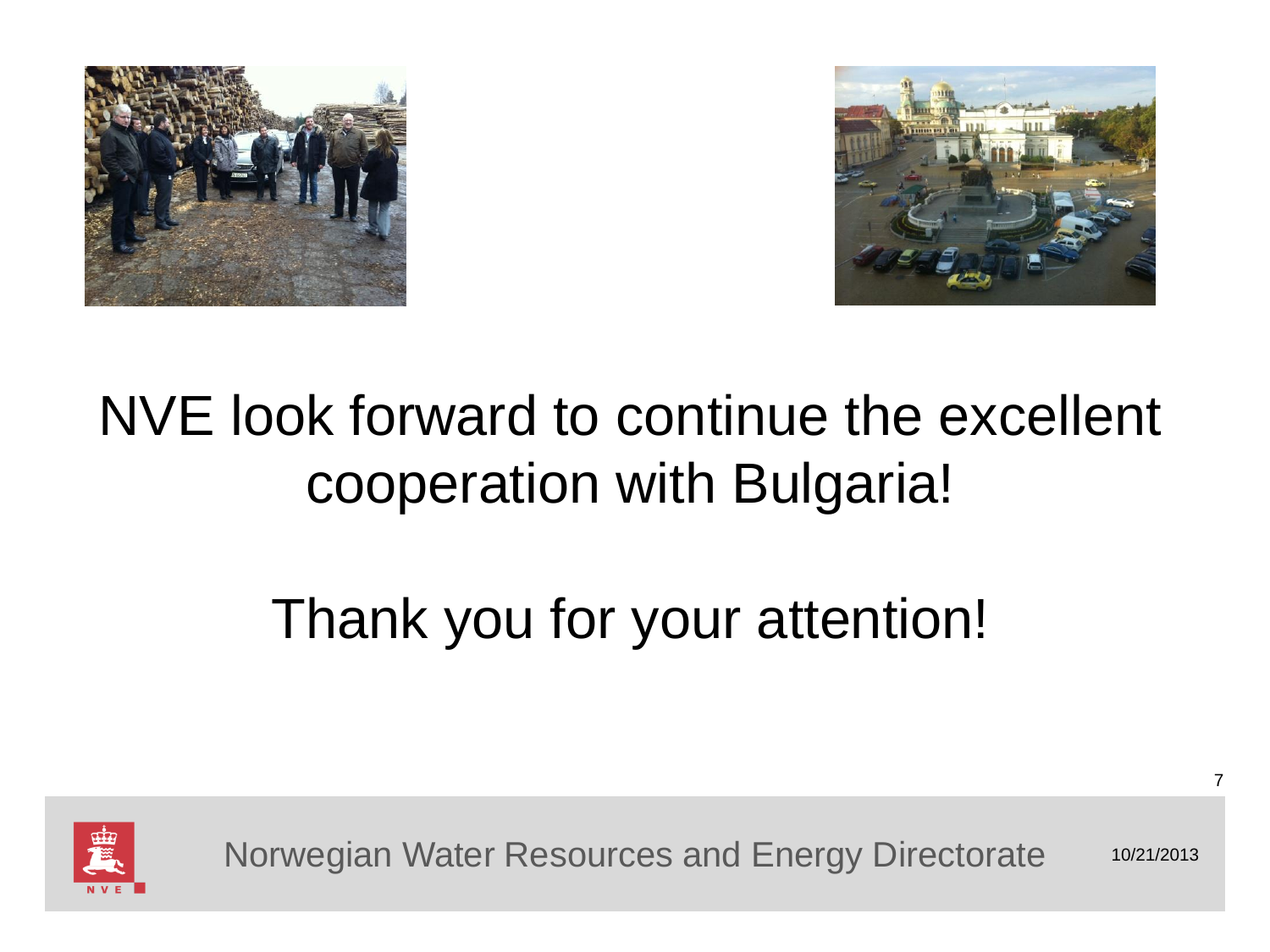NVE look forward to continue the excellent cooperation with Bulgaria!

Thank you for your attention!